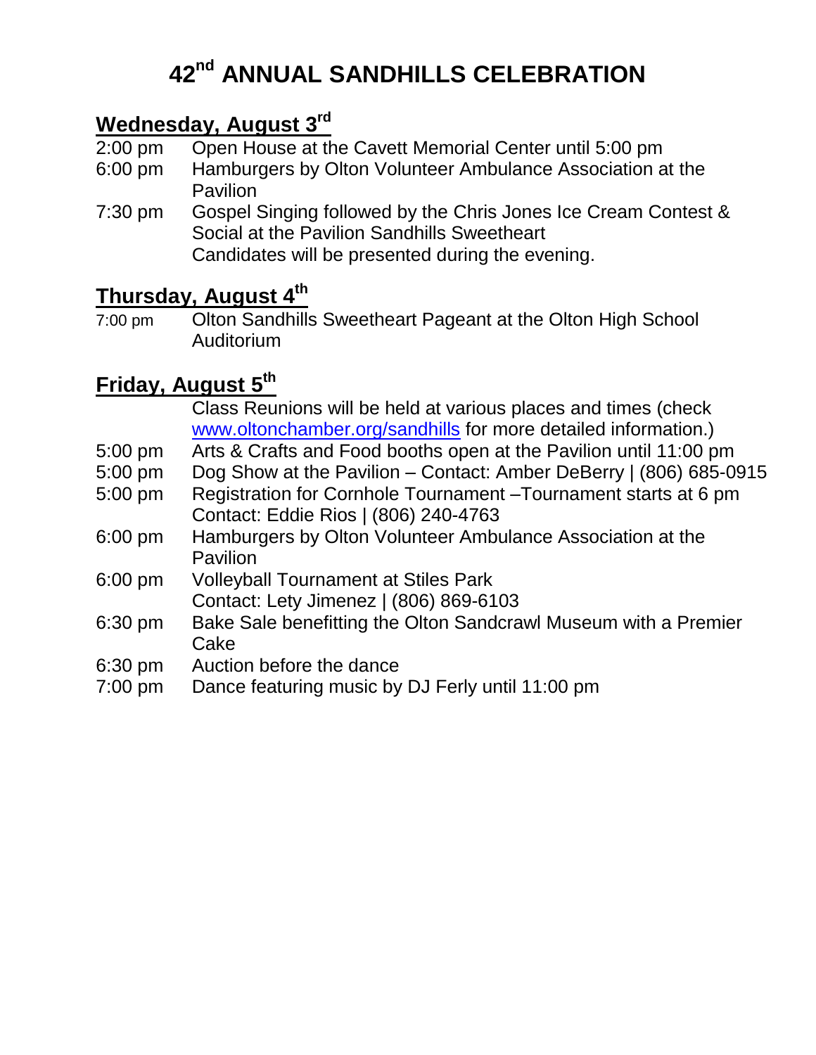# 42nd ANNUAL SANDHILLS CELEBRATION

## Wednesday, August 3rd

2:00 pm Open House at the Cavett Memorial Center until 5:00 pm

6:00 pm Hamburgers by Olton Volunteer Ambulance Association at the Pavilion

7:30 pm Gospel Singing followed by the Chris Jones Ice Cream Contest & Social at the Pavilion Sandhills Sweetheart Candidates will be presented during the evening.

## Thursday, August 4th

7:00 pm Olton Sandhills Sweetheart Pageant at the Olton High School Auditorium

## Friday, August 5th

Class Reunions will be held at various places and times (check www.oltonchamber.org/sandhills for more detailed information.)

5:00 pm Arts & Crafts and Food booths open at the Pavilion until 11:00 pm

5:00 pm Dog Show at the Pavilion – Contact: Amber DeBerry | (806) 685-0915

5:00 pm Registration for Cornhole Tournament –Tournament starts at 6 pm Contact: Eddie Rios | (806) 240-4763

6:00 pm Hamburgers by Olton Volunteer Ambulance Association at the Pavilion

6:00 pm Volleyball Tournament at Stiles Park Contact: Lety Jimenez | (806) 869-6103

6:30 pm Bake Sale benefitting the Olton Sandcrawl Museum with a Premier Cake

6:30 pm Auction before the dance

7:00 pm Dance featuring music by DJ Ferly until 11:00 pm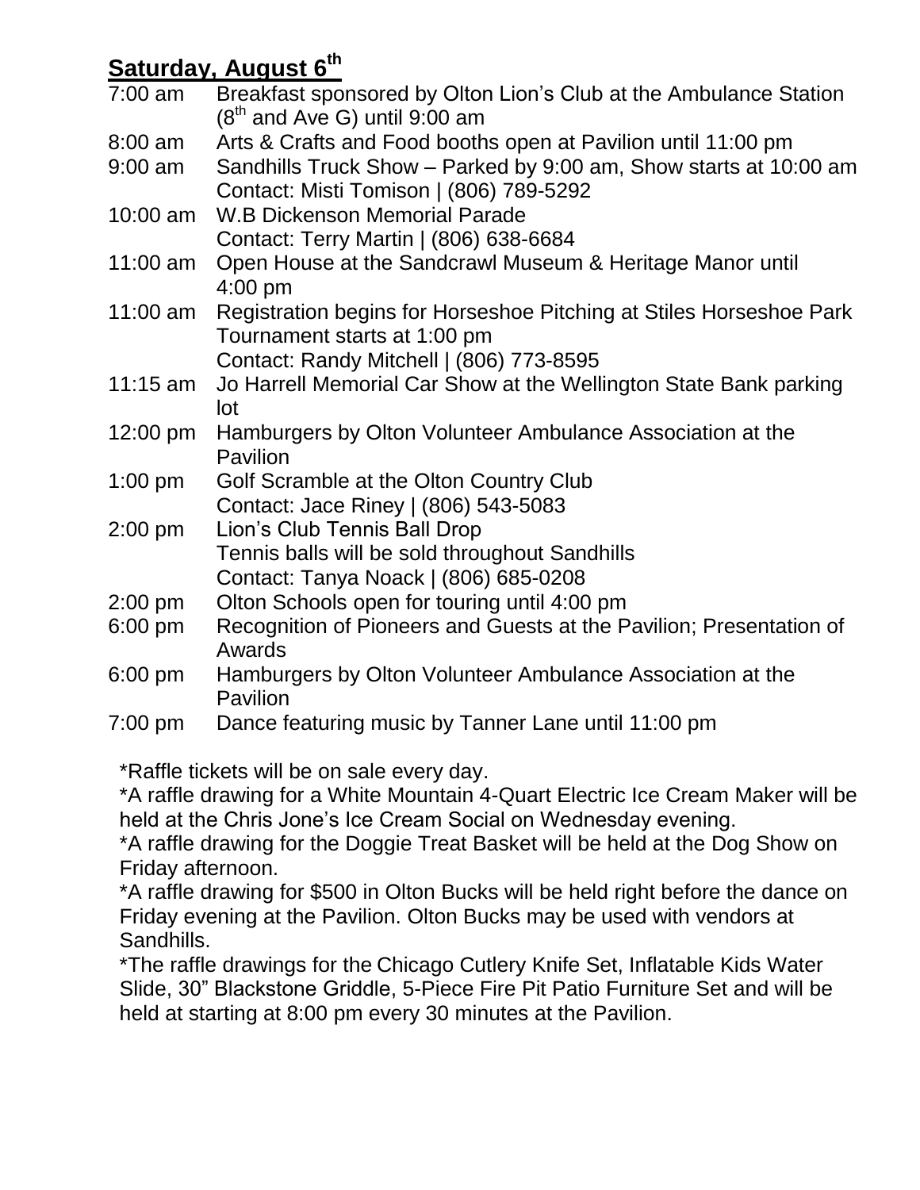## Saturday, August 6th

| | |
|---|---|
| 7:00 am | Breakfast sponsored by Olton Lion's Club at the Ambulance Station (8th and Ave G) until 9:00 am |
| 8:00 am | Arts & Crafts and Food booths open at Pavilion until 11:00 pm |
| 9:00 am | Sandhills Truck Show – Parked by 9:00 am, Show starts at 10:00 am<br>Contact: Misti Tomison \| (806) 789-5292 |
| 10:00 am | W.B Dickenson Memorial Parade<br>Contact: Terry Martin \| (806) 638-6684 |
| 11:00 am | Open House at the Sandcrawl Museum & Heritage Manor until 4:00 pm |
| 11:00 am | Registration begins for Horseshoe Pitching at Stiles Horseshoe Park<br>Tournament starts at 1:00 pm<br>Contact: Randy Mitchell \| (806) 773-8595 |
| 11:15 am | Jo Harrell Memorial Car Show at the Wellington State Bank parking lot |
| 12:00 pm | Hamburgers by Olton Volunteer Ambulance Association at the Pavilion |
| 1:00 pm | Golf Scramble at the Olton Country Club<br>Contact: Jace Riney \| (806) 543-5083 |
| 2:00 pm | Lion's Club Tennis Ball Drop<br>Tennis balls will be sold throughout Sandhills<br>Contact: Tanya Noack \| (806) 685-0208 |
| 2:00 pm | Olton Schools open for touring until 4:00 pm |
| 6:00 pm | Recognition of Pioneers and Guests at the Pavilion; Presentation of Awards |
| 6:00 pm | Hamburgers by Olton Volunteer Ambulance Association at the Pavilion |
| 7:00 pm | Dance featuring music by Tanner Lane until 11:00 pm |

*Raffle tickets will be on sale every day.

*A raffle drawing for a White Mountain 4-Quart Electric Ice Cream Maker will be held at the Chris Jone's Ice Cream Social on Wednesday evening.

*A raffle drawing for the Doggie Treat Basket will be held at the Dog Show on Friday afternoon.

*A raffle drawing for $500 in Olton Bucks will be held right before the dance on Friday evening at the Pavilion. Olton Bucks may be used with vendors at Sandhills.

*The raffle drawings for the Chicago Cutlery Knife Set, Inflatable Kids Water Slide, 30" Blackstone Griddle, 5-Piece Fire Pit Patio Furniture Set and will be held at starting at 8:00 pm every 30 minutes at the Pavilion.